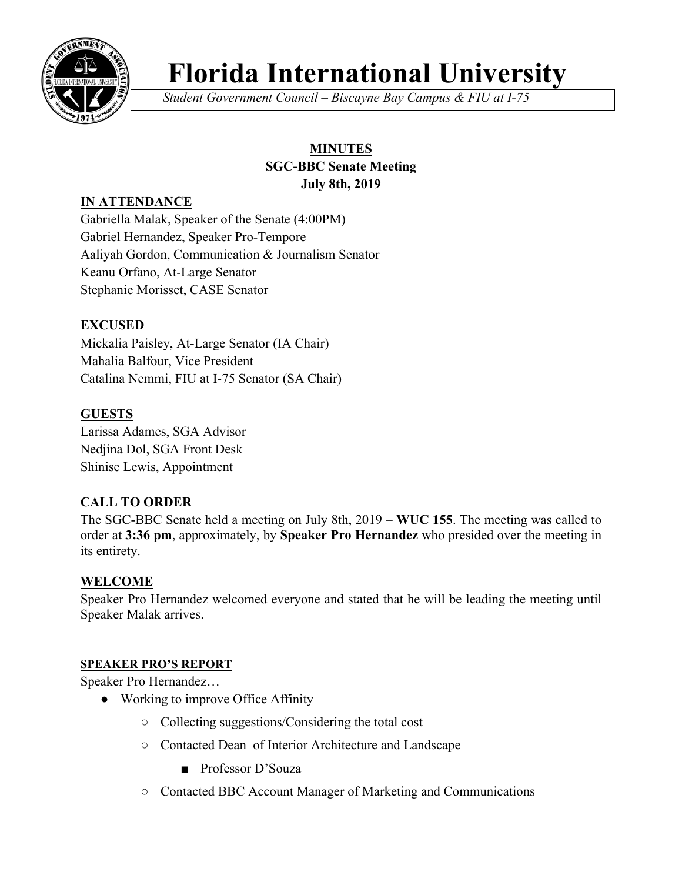# Florida International University

*Student Government Council – Biscayne Bay Campus & FIU at I-75*

**MINUTES**
**SGC-BBC Senate Meeting**
**July 8th, 2019**

## IN ATTENDANCE

Gabriella Malak, Speaker of the Senate (4:00PM)
Gabriel Hernandez, Speaker Pro-Tempore
Aaliyah Gordon, Communication & Journalism Senator
Keanu Orfano, At-Large Senator
Stephanie Morisset, CASE Senator

## EXCUSED

Mickalia Paisley, At-Large Senator (IA Chair)
Mahalia Balfour, Vice President
Catalina Nemmi, FIU at I-75 Senator (SA Chair)

## GUESTS

Larissa Adames, SGA Advisor
Nedjina Dol, SGA Front Desk
Shinise Lewis, Appointment

## CALL TO ORDER

The SGC-BBC Senate held a meeting on July 8th, 2019 – **WUC 155**. The meeting was called to order at **3:36 pm**, approximately, by **Speaker Pro Hernandez** who presided over the meeting in its entirety.

## WELCOME

Speaker Pro Hernandez welcomed everyone and stated that he will be leading the meeting until Speaker Malak arrives.

### SPEAKER PRO'S REPORT

Speaker Pro Hernandez…

- Working to improve Office Affinity
  - Collecting suggestions/Considering the total cost
  - Contacted Dean of Interior Architecture and Landscape
    - Professor D'Souza
  - Contacted BBC Account Manager of Marketing and Communications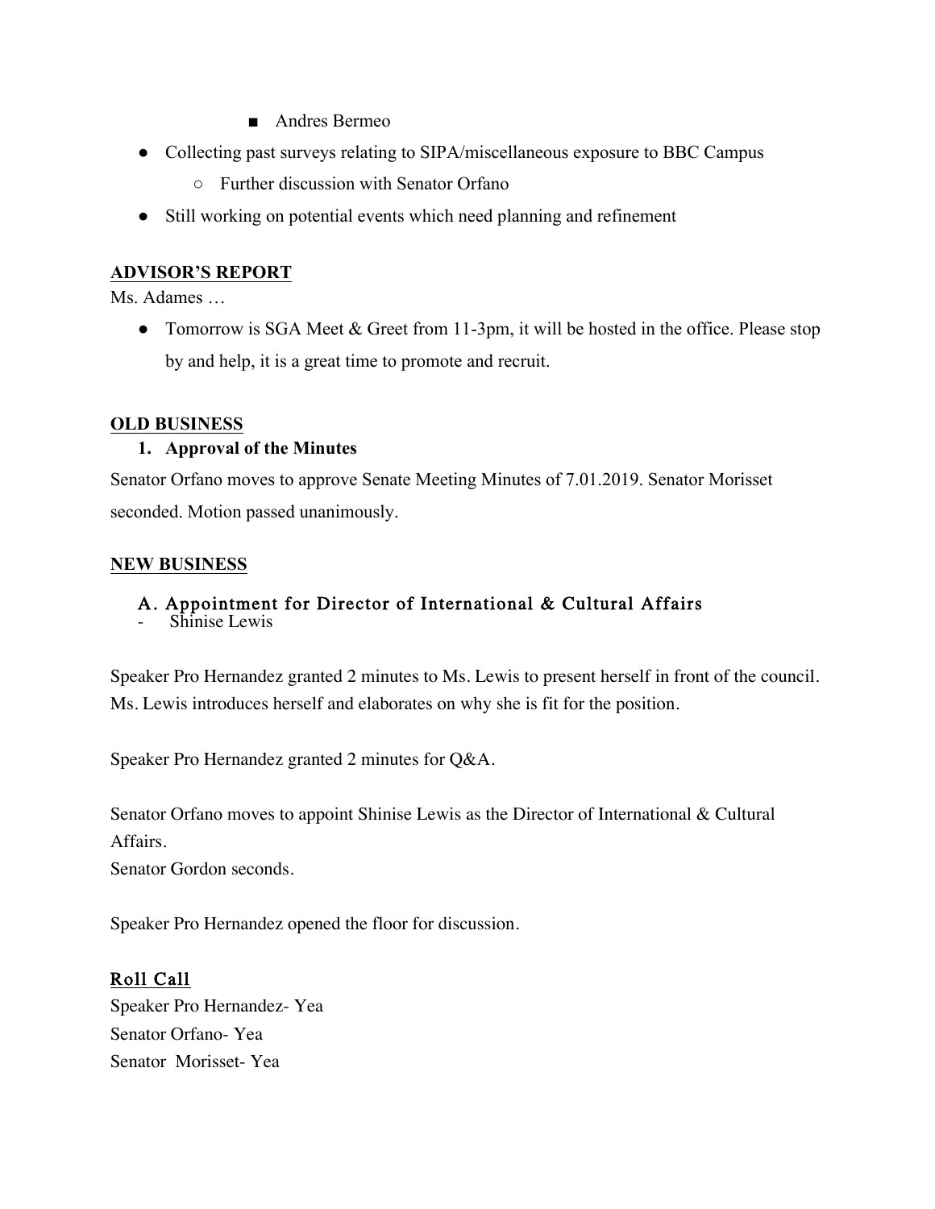- Andres Bermeo
- Collecting past surveys relating to SIPA/miscellaneous exposure to BBC Campus
    - Further discussion with Senator Orfano
- Still working on potential events which need planning and refinement

## ADVISOR'S REPORT

Ms. Adames …

- Tomorrow is SGA Meet & Greet from 11-3pm, it will be hosted in the office. Please stop by and help, it is a great time to promote and recruit.

## OLD BUSINESS

1. **Approval of the Minutes**

Senator Orfano moves to approve Senate Meeting Minutes of 7.01.2019. Senator Morisset seconded. Motion passed unanimously.

## NEW BUSINESS

### A. Appointment for Director of International & Cultural Affairs

- Shinise Lewis

Speaker Pro Hernandez granted 2 minutes to Ms. Lewis to present herself in front of the council. Ms. Lewis introduces herself and elaborates on why she is fit for the position.

Speaker Pro Hernandez granted 2 minutes for Q&A.

Senator Orfano moves to appoint Shinise Lewis as the Director of International & Cultural Affairs.
Senator Gordon seconds.

Speaker Pro Hernandez opened the floor for discussion.

## Roll Call

Speaker Pro Hernandez- Yea
Senator Orfano- Yea
Senator Morisset- Yea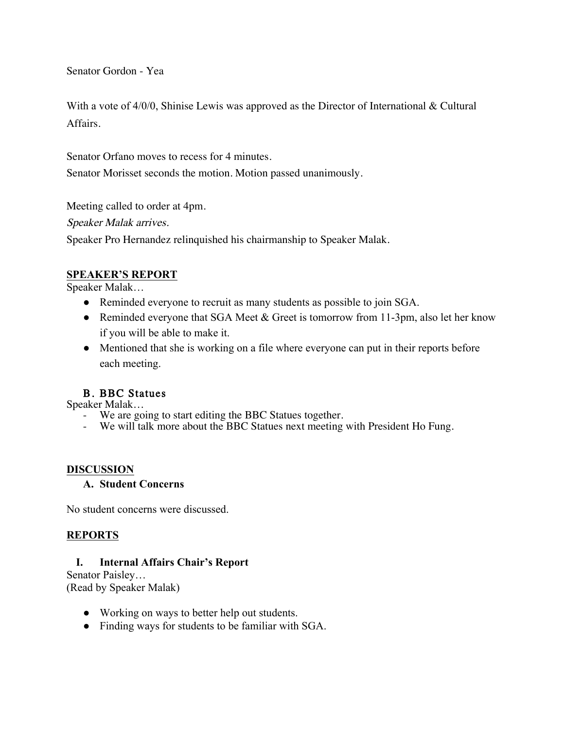Senator Gordon - Yea

With a vote of 4/0/0, Shinise Lewis was approved as the Director of International & Cultural Affairs.

Senator Orfano moves to recess for 4 minutes.
Senator Morisset seconds the motion. Motion passed unanimously.

Meeting called to order at 4pm.
*Speaker Malak arrives.*
Speaker Pro Hernandez relinquished his chairmanship to Speaker Malak.

## SPEAKER'S REPORT

Speaker Malak…

- Reminded everyone to recruit as many students as possible to join SGA.
- Reminded everyone that SGA Meet & Greet is tomorrow from 11-3pm, also let her know if you will be able to make it.
- Mentioned that she is working on a file where everyone can put in their reports before each meeting.

### B. BBC Statues

Speaker Malak…

- We are going to start editing the BBC Statues together.
- We will talk more about the BBC Statues next meeting with President Ho Fung.

## DISCUSSION

### A. Student Concerns

No student concerns were discussed.

## REPORTS

### I. Internal Affairs Chair's Report

Senator Paisley…
(Read by Speaker Malak)

- Working on ways to better help out students.
- Finding ways for students to be familiar with SGA.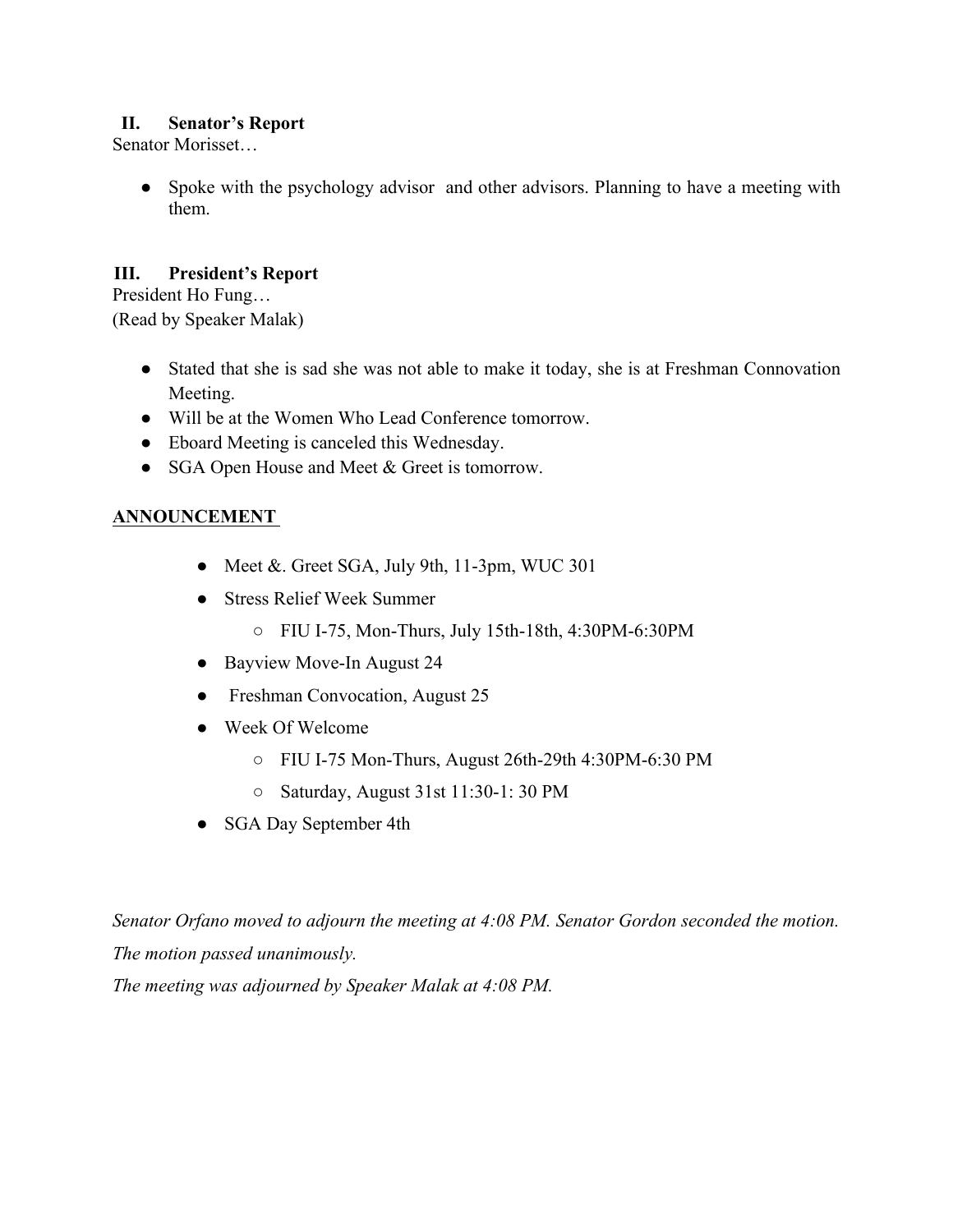## II. Senator's Report

Senator Morisset…

- Spoke with the psychology advisor and other advisors. Planning to have a meeting with them.

## III. President's Report

President Ho Fung…
(Read by Speaker Malak)

- Stated that she is sad she was not able to make it today, she is at Freshman Connovation Meeting.
- Will be at the Women Who Lead Conference tomorrow.
- Eboard Meeting is canceled this Wednesday.
- SGA Open House and Meet & Greet is tomorrow.

**ANNOUNCEMENT**

- Meet &. Greet SGA, July 9th, 11-3pm, WUC 301
- Stress Relief Week Summer
  - FIU I-75, Mon-Thurs, July 15th-18th, 4:30PM-6:30PM
- Bayview Move-In August 24
- Freshman Convocation, August 25
- Week Of Welcome
  - FIU I-75 Mon-Thurs, August 26th-29th 4:30PM-6:30 PM
  - Saturday, August 31st 11:30-1: 30 PM
- SGA Day September 4th

*Senator Orfano moved to adjourn the meeting at 4:08 PM. Senator Gordon seconded the motion. The motion passed unanimously.*

*The meeting was adjourned by Speaker Malak at 4:08 PM.*